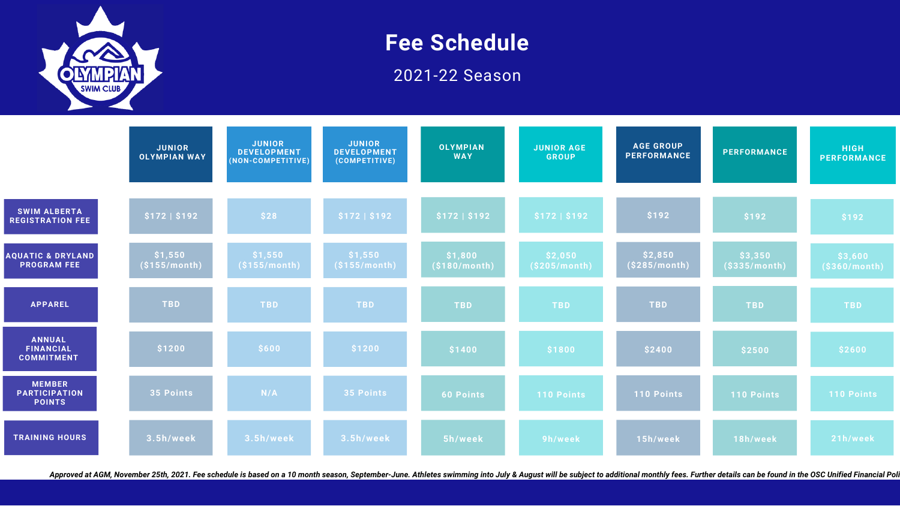# Fee Schedule

## 2021-22 Season

| | JUNIOR OLYMPIAN WAY | JUNIOR DEVELOPMENT (NON-COMPETITIVE) | JUNIOR DEVELOPMENT (COMPETITIVE) | OLYMPIAN WAY | JUNIOR AGE GROUP | AGE GROUP PERFORMANCE | PERFORMANCE | HIGH PERFORMANCE |
|---|---|---|---|---|---|---|---|---|
| SWIM ALBERTA REGISTRATION FEE | $172 \| $192 | $28 | $172 \| $192 | $172 \| $192 | $172 \| $192 | $192 | $192 | $192 |
| AQUATIC & DRYLAND PROGRAM FEE | $1,550 ($155/month) | $1,550 ($155/month) | $1,550 ($155/month) | $1,800 ($180/month) | $2,050 ($205/month) | $2,850 ($285/month) | $3,350 ($335/month) | $3,600 ($360/month) |
| APPAREL | TBD | TBD | TBD | TBD | TBD | TBD | TBD | TBD |
| ANNUAL FINANCIAL COMMITMENT | $1200 | $600 | $1200 | $1400 | $1800 | $2400 | $2500 | $2600 |
| MEMBER PARTICIPATION POINTS | 35 Points | N/A | 35 Points | 60 Points | 110 Points | 110 Points | 110 Points | 110 Points |
| TRAINING HOURS | 3.5h/week | 3.5h/week | 3.5h/week | 5h/week | 9h/week | 15h/week | 18h/week | 21h/week |

*Approved at AGM, November 25th, 2021. Fee schedule is based on a 10 month season, September-June. Athletes swimming into July & August will be subject to additional monthly fees. Further details can be found in the OSC Unified Financial Poli*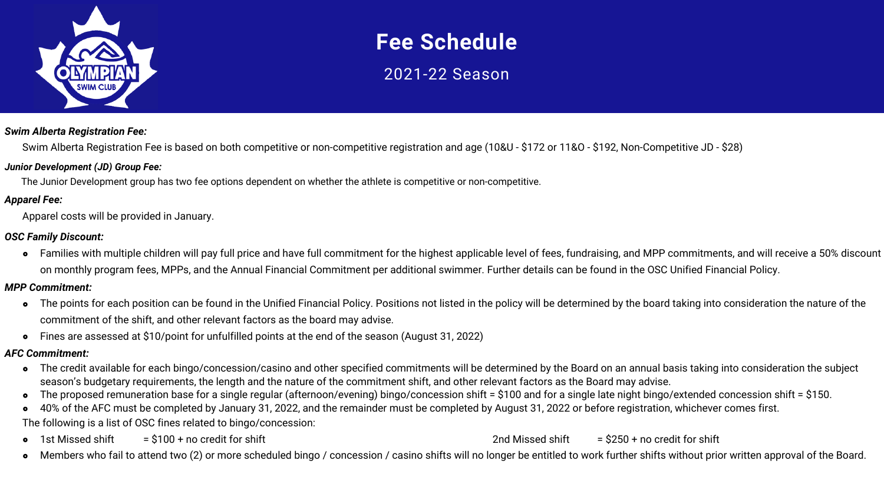# Fee Schedule

## 2021-22 Season

***Swim Alberta Registration Fee:***

Swim Alberta Registration Fee is based on both competitive or non-competitive registration and age (10&U - $172 or 11&O - $192, Non-Competitive JD - $28)

***Junior Development (JD) Group Fee:***

The Junior Development group has two fee options dependent on whether the athlete is competitive or non-competitive.

***Apparel Fee:***

Apparel costs will be provided in January.

***OSC Family Discount:***

- Families with multiple children will pay full price and have full commitment for the highest applicable level of fees, fundraising, and MPP commitments, and will receive a 50% discount on monthly program fees, MPPs, and the Annual Financial Commitment per additional swimmer. Further details can be found in the OSC Unified Financial Policy.

***MPP Commitment:***

- The points for each position can be found in the Unified Financial Policy. Positions not listed in the policy will be determined by the board taking into consideration the nature of the commitment of the shift, and other relevant factors as the board may advise.
- Fines are assessed at $10/point for unfulfilled points at the end of the season (August 31, 2022)

***AFC Commitment:***

- The credit available for each bingo/concession/casino and other specified commitments will be determined by the Board on an annual basis taking into consideration the subject season's budgetary requirements, the length and the nature of the commitment shift, and other relevant factors as the board may advise.
- The proposed remuneration base for a single regular (afternoon/evening) bingo/concession shift = $100 and for a single late night bingo/extended concession shift = $150.
- 40% of the AFC must be completed by January 31, 2022, and the remainder must be completed by August 31, 2022 or before registration, whichever comes first.

The following is a list of OSC fines related to bingo/concession:

- 1st Missed shift = $100 + no credit for shift
- 2nd Missed shift = $250 + no credit for shift
- Members who fail to attend two (2) or more scheduled bingo / concession / casino shifts will no longer be entitled to work further shifts without prior written approval of the Board.